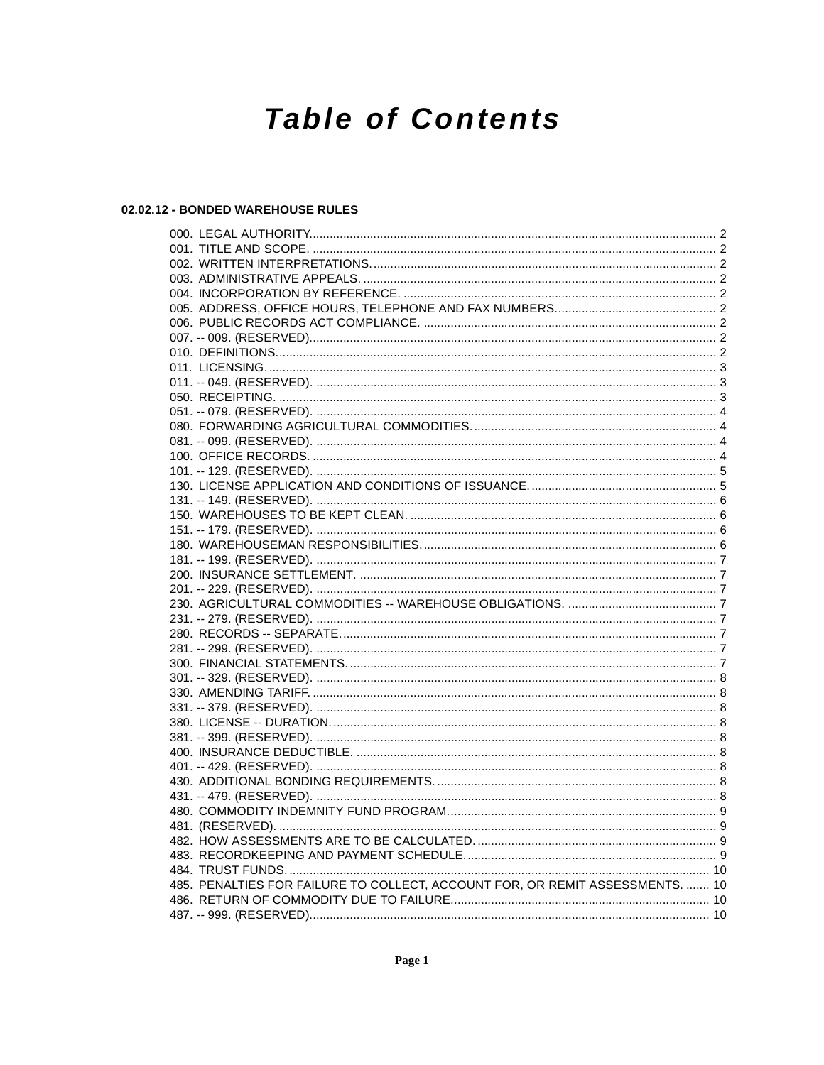# Table of Contents

## 02.02.12 - BONDED WAREHOUSE RULES

000. LEGAL AUTHORITY. 2
001. TITLE AND SCOPE. 2
002. WRITTEN INTERPRETATIONS. 2
003. ADMINISTRATIVE APPEALS. 2
004. INCORPORATION BY REFERENCE. 2
005. ADDRESS, OFFICE HOURS, TELEPHONE AND FAX NUMBERS. 2
006. PUBLIC RECORDS ACT COMPLIANCE. 2
007. -- 009. (RESERVED). 2
010. DEFINITIONS. 2
011. LICENSING. 3
011. -- 049. (RESERVED). 3
050. RECEIPTING. 3
051. -- 079. (RESERVED). 4
080. FORWARDING AGRICULTURAL COMMODITIES. 4
081. -- 099. (RESERVED). 4
100. OFFICE RECORDS. 4
101. -- 129. (RESERVED). 5
130. LICENSE APPLICATION AND CONDITIONS OF ISSUANCE. 5
131. -- 149. (RESERVED). 6
150. WAREHOUSES TO BE KEPT CLEAN. 6
151. -- 179. (RESERVED). 6
180. WAREHOUSEMAN RESPONSIBILITIES. 6
181. -- 199. (RESERVED). 7
200. INSURANCE SETTLEMENT. 7
201. -- 229. (RESERVED). 7
230. AGRICULTURAL COMMODITIES -- WAREHOUSE OBLIGATIONS. 7
231. -- 279. (RESERVED). 7
280. RECORDS -- SEPARATE. 7
281. -- 299. (RESERVED). 7
300. FINANCIAL STATEMENTS. 7
301. -- 329. (RESERVED). 8
330. AMENDING TARIFF. 8
331. -- 379. (RESERVED). 8
380. LICENSE -- DURATION. 8
381. -- 399. (RESERVED). 8
400. INSURANCE DEDUCTIBLE. 8
401. -- 429. (RESERVED). 8
430. ADDITIONAL BONDING REQUIREMENTS. 8
431. -- 479. (RESERVED). 8
480. COMMODITY INDEMNITY FUND PROGRAM. 9
481. (RESERVED). 9
482. HOW ASSESSMENTS ARE TO BE CALCULATED. 9
483. RECORDKEEPING AND PAYMENT SCHEDULE. 9
484. TRUST FUNDS. 10
485. PENALTIES FOR FAILURE TO COLLECT, ACCOUNT FOR, OR REMIT ASSESSMENTS. 10
486. RETURN OF COMMODITY DUE TO FAILURE. 10
487. -- 999. (RESERVED). 10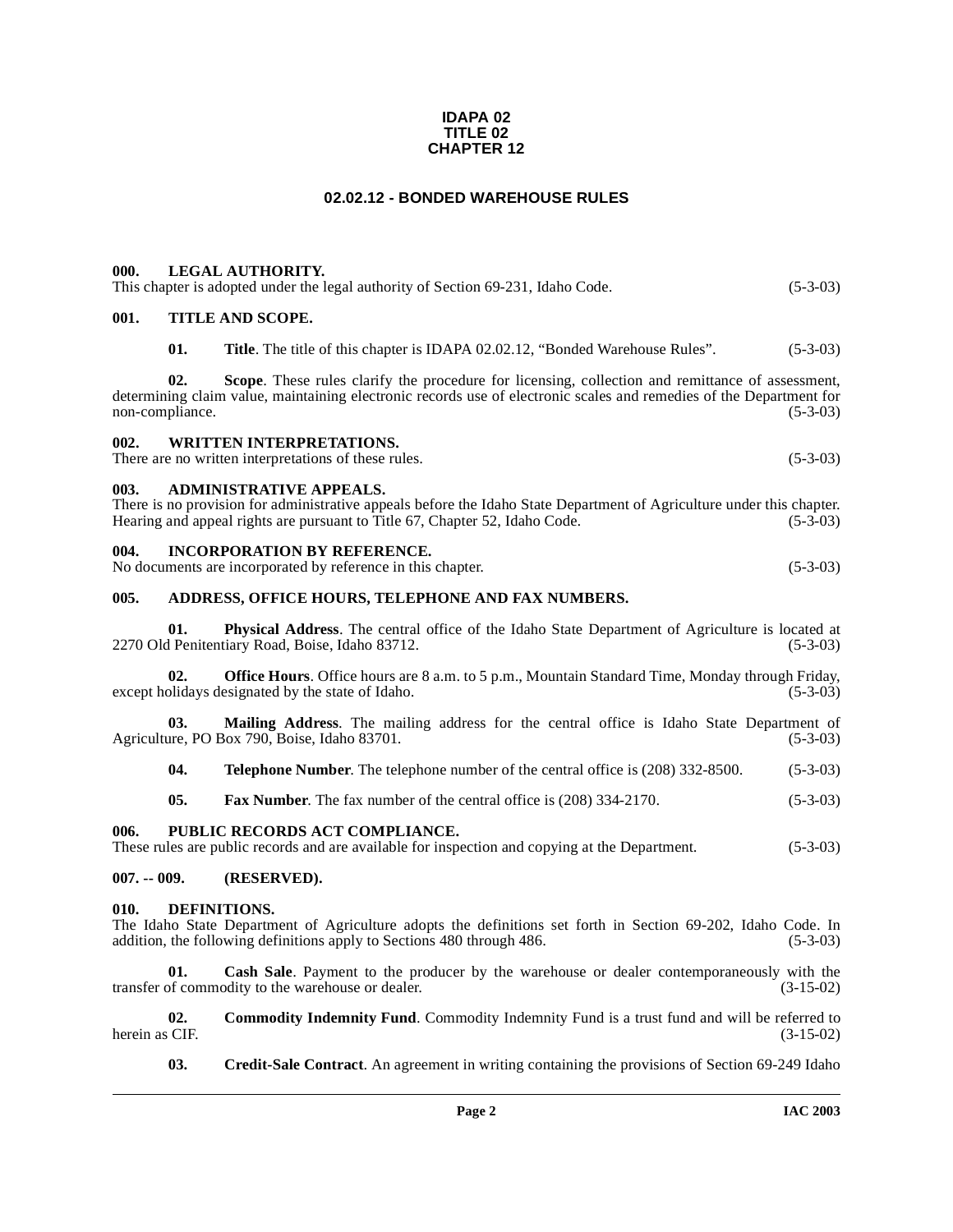**IDAPA 02**
**TITLE 02**
**CHAPTER 12**

# 02.02.12 - BONDED WAREHOUSE RULES

## 000. LEGAL AUTHORITY.

This chapter is adopted under the legal authority of Section 69-231, Idaho Code. (5-3-03)

## 001. TITLE AND SCOPE.

**01. Title**. The title of this chapter is IDAPA 02.02.12, "Bonded Warehouse Rules". (5-3-03)

**02. Scope**. These rules clarify the procedure for licensing, collection and remittance of assessment, determining claim value, maintaining electronic records use of electronic scales and remedies of the Department for non-compliance. (5-3-03)

## 002. WRITTEN INTERPRETATIONS.

There are no written interpretations of these rules. (5-3-03)

## 003. ADMINISTRATIVE APPEALS.

There is no provision for administrative appeals before the Idaho State Department of Agriculture under this chapter. Hearing and appeal rights are pursuant to Title 67, Chapter 52, Idaho Code. (5-3-03)

## 004. INCORPORATION BY REFERENCE.

No documents are incorporated by reference in this chapter. (5-3-03)

## 005. ADDRESS, OFFICE HOURS, TELEPHONE AND FAX NUMBERS.

**01. Physical Address**. The central office of the Idaho State Department of Agriculture is located at 2270 Old Penitentiary Road, Boise, Idaho 83712. (5-3-03)

**02. Office Hours**. Office hours are 8 a.m. to 5 p.m., Mountain Standard Time, Monday through Friday, except holidays designated by the state of Idaho. (5-3-03)

**03. Mailing Address**. The mailing address for the central office is Idaho State Department of Agriculture, PO Box 790, Boise, Idaho 83701. (5-3-03)

**04. Telephone Number**. The telephone number of the central office is (208) 332-8500. (5-3-03)

**05. Fax Number**. The fax number of the central office is (208) 334-2170. (5-3-03)

## 006. PUBLIC RECORDS ACT COMPLIANCE.

These rules are public records and are available for inspection and copying at the Department. (5-3-03)

## 007. -- 009. (RESERVED).

## 010. DEFINITIONS.

The Idaho State Department of Agriculture adopts the definitions set forth in Section 69-202, Idaho Code. In addition, the following definitions apply to Sections 480 through 486. (5-3-03)

**01. Cash Sale**. Payment to the producer by the warehouse or dealer contemporaneously with the transfer of commodity to the warehouse or dealer. (3-15-02)

**02. Commodity Indemnity Fund**. Commodity Indemnity Fund is a trust fund and will be referred to herein as CIF. (3-15-02)

**03. Credit-Sale Contract**. An agreement in writing containing the provisions of Section 69-249 Idaho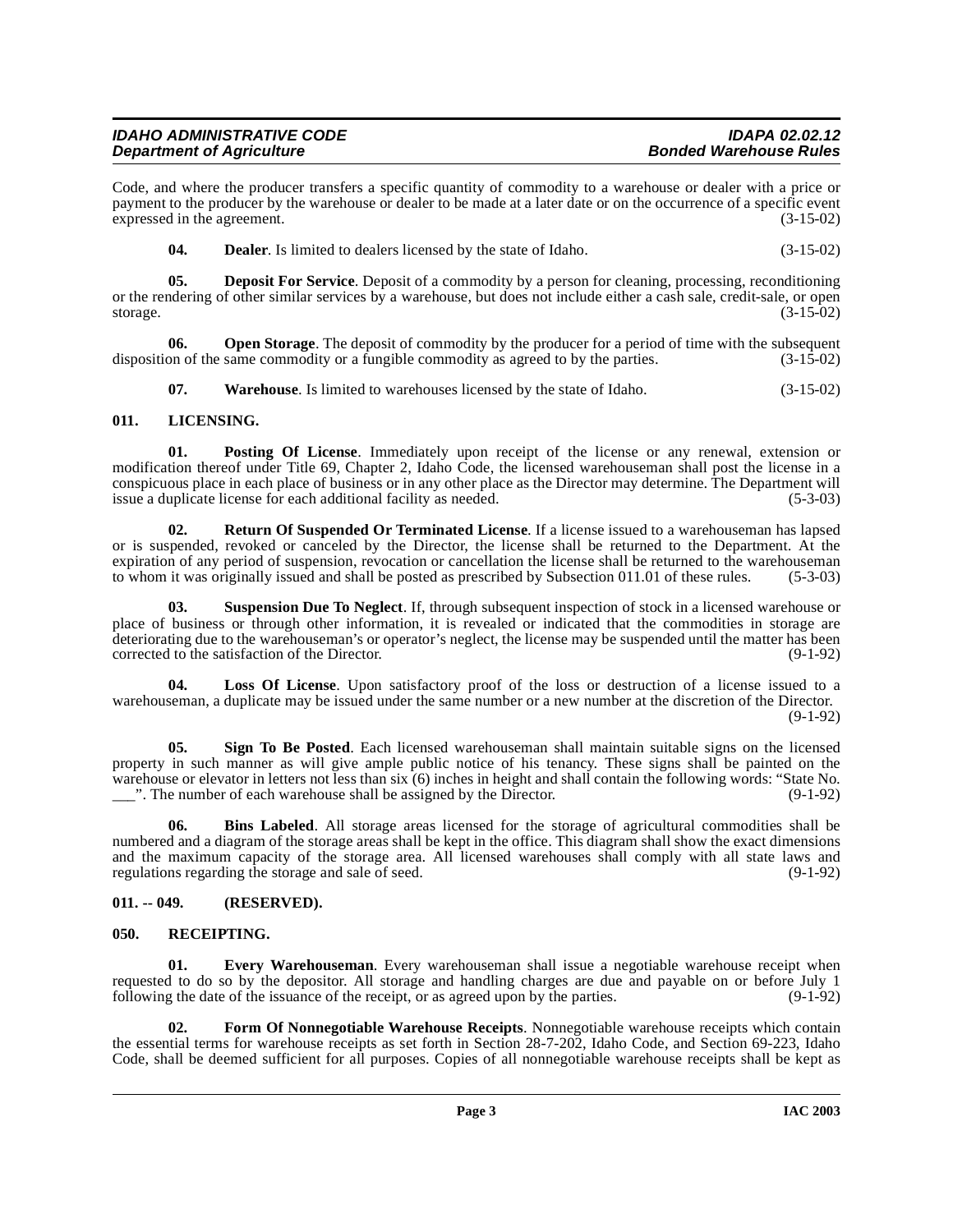Code, and where the producer transfers a specific quantity of commodity to a warehouse or dealer with a price or payment to the producer by the warehouse or dealer to be made at a later date or on the occurrence of a specific event expressed in the agreement. (3-15-02)

**04. Dealer**. Is limited to dealers licensed by the state of Idaho. (3-15-02)

**05. Deposit For Service**. Deposit of a commodity by a person for cleaning, processing, reconditioning or the rendering of other similar services by a warehouse, but does not include either a cash sale, credit-sale, or open storage. (3-15-02)

**06. Open Storage**. The deposit of commodity by the producer for a period of time with the subsequent disposition of the same commodity or a fungible commodity as agreed to by the parties. (3-15-02)

**07. Warehouse**. Is limited to warehouses licensed by the state of Idaho. (3-15-02)

## 011. LICENSING.

**01. Posting Of License**. Immediately upon receipt of the license or any renewal, extension or modification thereof under Title 69, Chapter 2, Idaho Code, the licensed warehouseman shall post the license in a conspicuous place in each place of business or in any other place as the Director may determine. The Department will issue a duplicate license for each additional facility as needed. (5-3-03)

**02. Return Of Suspended Or Terminated License**. If a license issued to a warehouseman has lapsed or is suspended, revoked or canceled by the Director, the license shall be returned to the Department. At the expiration of any period of suspension, revocation or cancellation the license shall be returned to the warehouseman to whom it was originally issued and shall be posted as prescribed by Subsection 011.01 of these rules. (5-3-03)

**03. Suspension Due To Neglect**. If, through subsequent inspection of stock in a licensed warehouse or place of business or through other information, it is revealed or indicated that the commodities in storage are deteriorating due to the warehouseman's or operator's neglect, the license may be suspended until the matter has been corrected to the satisfaction of the Director. (9-1-92)

**04. Loss Of License**. Upon satisfactory proof of the loss or destruction of a license issued to a warehouseman, a duplicate may be issued under the same number or a new number at the discretion of the Director. (9-1-92)

**05. Sign To Be Posted**. Each licensed warehouseman shall maintain suitable signs on the licensed property in such manner as will give ample public notice of his tenancy. These signs shall be painted on the warehouse or elevator in letters not less than six (6) inches in height and shall contain the following words: "State No. ___". The number of each warehouse shall be assigned by the Director. (9-1-92)

**06. Bins Labeled**. All storage areas licensed for the storage of agricultural commodities shall be numbered and a diagram of the storage areas shall be kept in the office. This diagram shall show the exact dimensions and the maximum capacity of the storage area. All licensed warehouses shall comply with all state laws and regulations regarding the storage and sale of seed. (9-1-92)

## 011. -- 049. (RESERVED).

## 050. RECEIPTING.

**01. Every Warehouseman**. Every warehouseman shall issue a negotiable warehouse receipt when requested to do so by the depositor. All storage and handling charges are due and payable on or before July 1 following the date of the issuance of the receipt, or as agreed upon by the parties. (9-1-92)

**02. Form Of Nonnegotiable Warehouse Receipts**. Nonnegotiable warehouse receipts which contain the essential terms for warehouse receipts as set forth in Section 28-7-202, Idaho Code, and Section 69-223, Idaho Code, shall be deemed sufficient for all purposes. Copies of all nonnegotiable warehouse receipts shall be kept as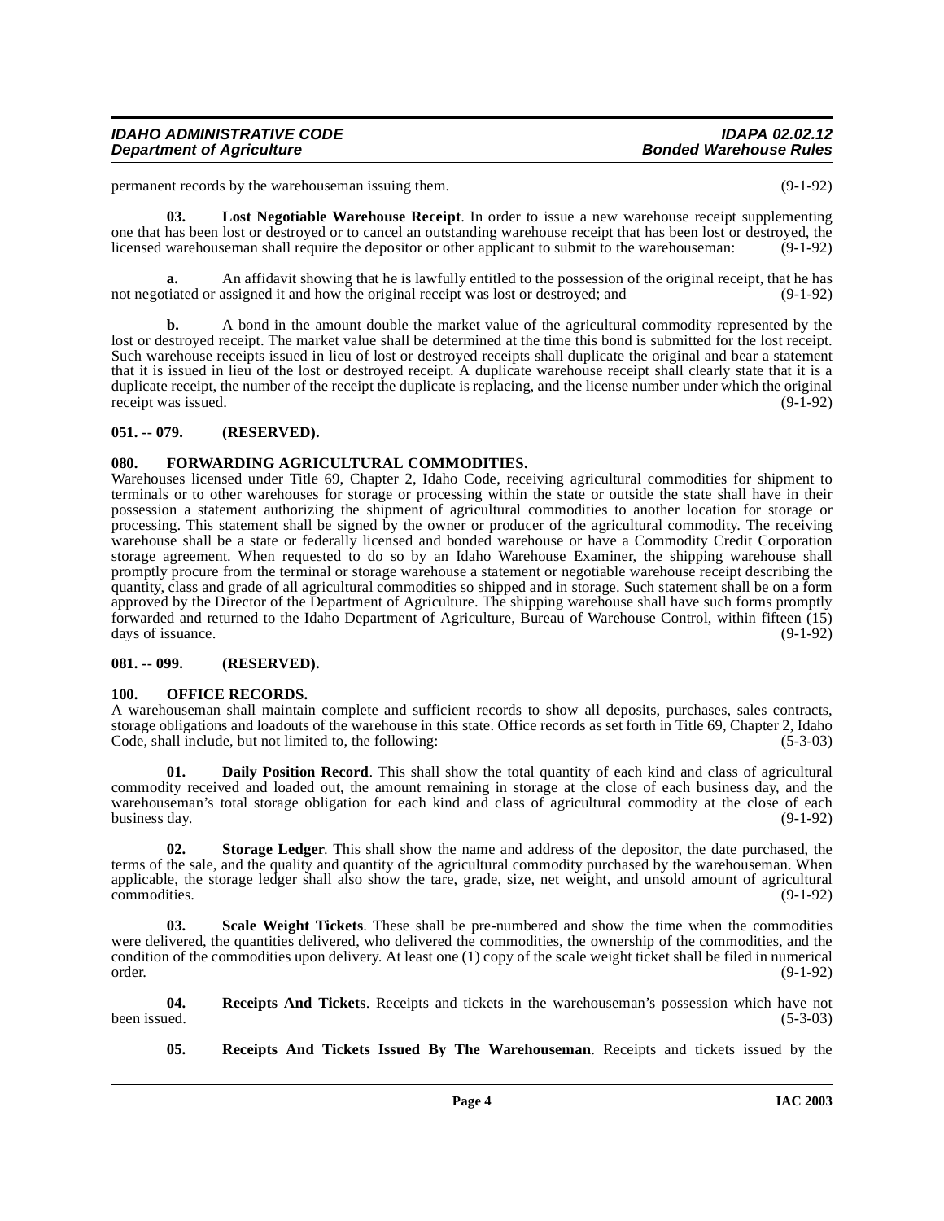permanent records by the warehouseman issuing them. (9-1-92)

**03. Lost Negotiable Warehouse Receipt**. In order to issue a new warehouse receipt supplementing one that has been lost or destroyed or to cancel an outstanding warehouse receipt that has been lost or destroyed, the licensed warehouseman shall require the depositor or other applicant to submit to the warehouseman: (9-1-92)

**a.** An affidavit showing that he is lawfully entitled to the possession of the original receipt, that he has not negotiated or assigned it and how the original receipt was lost or destroyed; and (9-1-92)

**b.** A bond in the amount double the market value of the agricultural commodity represented by the lost or destroyed receipt. The market value shall be determined at the time this bond is submitted for the lost receipt. Such warehouse receipts issued in lieu of lost or destroyed receipts shall duplicate the original and bear a statement that it is issued in lieu of the lost or destroyed receipt. A duplicate warehouse receipt shall clearly state that it is a duplicate receipt, the number of the receipt the duplicate is replacing, and the license number under which the original receipt was issued. (9-1-92)

## 051. -- 079. (RESERVED).

## 080. FORWARDING AGRICULTURAL COMMODITIES.

Warehouses licensed under Title 69, Chapter 2, Idaho Code, receiving agricultural commodities for shipment to terminals or to other warehouses for storage or processing within the state or outside the state shall have in their possession a statement authorizing the shipment of agricultural commodities to another location for storage or processing. This statement shall be signed by the owner or producer of the agricultural commodity. The receiving warehouse shall be a state or federally licensed and bonded warehouse or have a Commodity Credit Corporation storage agreement. When requested to do so by an Idaho Warehouse Examiner, the shipping warehouse shall promptly procure from the terminal or storage warehouse a statement or negotiable warehouse receipt describing the quantity, class and grade of all agricultural commodities so shipped and in storage. Such statement shall be on a form approved by the Director of the Department of Agriculture. The shipping warehouse shall have such forms promptly forwarded and returned to the Idaho Department of Agriculture, Bureau of Warehouse Control, within fifteen (15) days of issuance. (9-1-92)

## 081. -- 099. (RESERVED).

## 100. OFFICE RECORDS.

A warehouseman shall maintain complete and sufficient records to show all deposits, purchases, sales contracts, storage obligations and loadouts of the warehouse in this state. Office records as set forth in Title 69, Chapter 2, Idaho Code, shall include, but not limited to, the following: (5-3-03)

**01. Daily Position Record**. This shall show the total quantity of each kind and class of agricultural commodity received and loaded out, the amount remaining in storage at the close of each business day, and the warehouseman's total storage obligation for each kind and class of agricultural commodity at the close of each business day. (9-1-92)

**02. Storage Ledger**. This shall show the name and address of the depositor, the date purchased, the terms of the sale, and the quality and quantity of the agricultural commodity purchased by the warehouseman. When applicable, the storage ledger shall also show the tare, grade, size, net weight, and unsold amount of agricultural commodities. (9-1-92)

**03. Scale Weight Tickets**. These shall be pre-numbered and show the time when the commodities were delivered, the quantities delivered, who delivered the commodities, the ownership of the commodities, and the condition of the commodities upon delivery. At least one (1) copy of the scale weight ticket shall be filed in numerical order. (9-1-92)

**04. Receipts And Tickets**. Receipts and tickets in the warehouseman's possession which have not been issued. (5-3-03)

**05. Receipts And Tickets Issued By The Warehouseman**. Receipts and tickets issued by the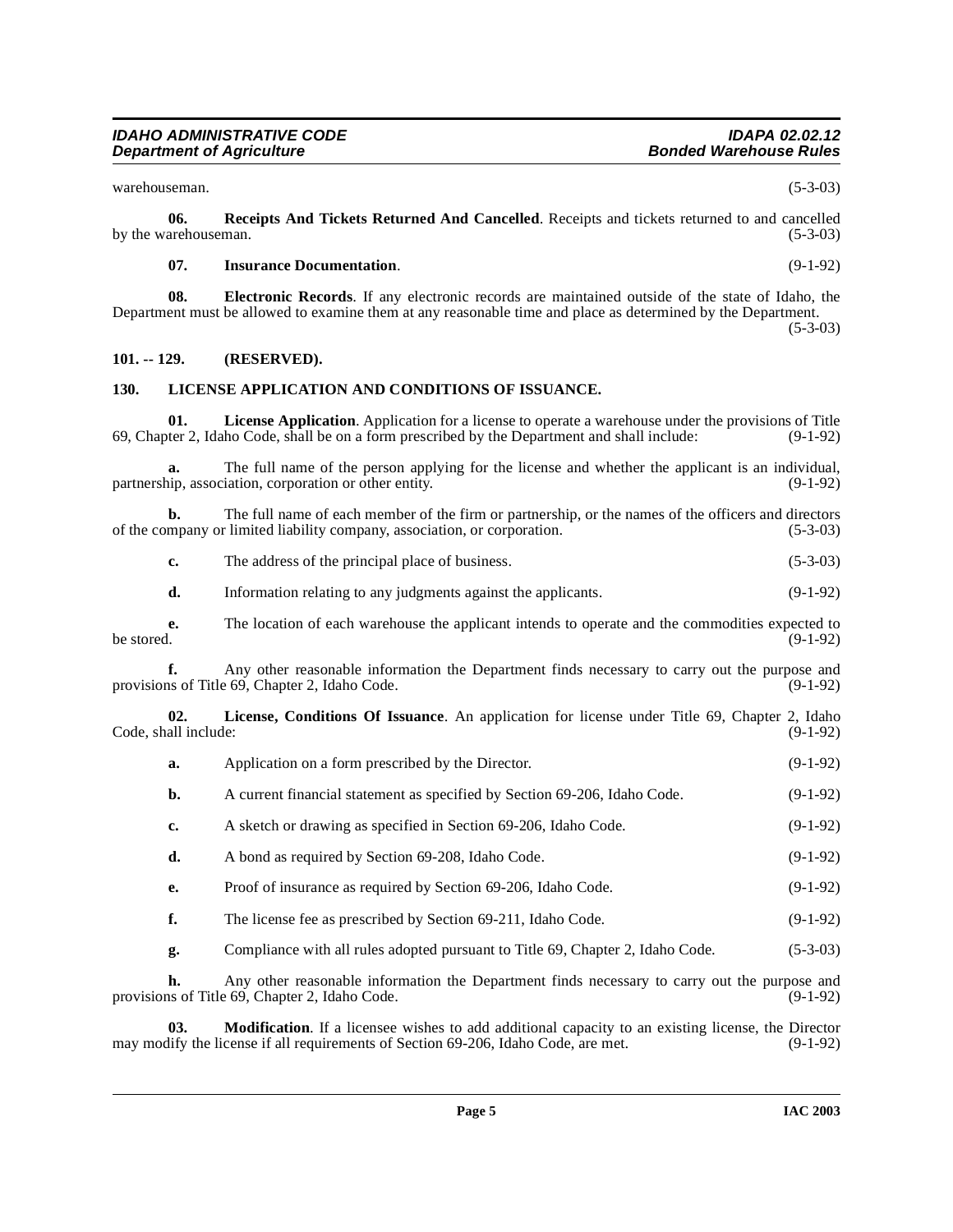warehouseman. (5-3-03)

**06. Receipts And Tickets Returned And Cancelled**. Receipts and tickets returned to and cancelled by the warehouseman. (5-3-03)

**07. Insurance Documentation**. (9-1-92)

**08. Electronic Records**. If any electronic records are maintained outside of the state of Idaho, the Department must be allowed to examine them at any reasonable time and place as determined by the Department. (5-3-03)

## 101. -- 129. (RESERVED).

## 130. LICENSE APPLICATION AND CONDITIONS OF ISSUANCE.

**01. License Application**. Application for a license to operate a warehouse under the provisions of Title 69, Chapter 2, Idaho Code, shall be on a form prescribed by the Department and shall include: (9-1-92)

**a.** The full name of the person applying for the license and whether the applicant is an individual, partnership, association, corporation or other entity. (9-1-92)

**b.** The full name of each member of the firm or partnership, or the names of the officers and directors of the company or limited liability company, association, or corporation. (5-3-03)

**c.** The address of the principal place of business. (5-3-03)

**d.** Information relating to any judgments against the applicants. (9-1-92)

**e.** The location of each warehouse the applicant intends to operate and the commodities expected to be stored. (9-1-92)

**f.** Any other reasonable information the Department finds necessary to carry out the purpose and provisions of Title 69, Chapter 2, Idaho Code. (9-1-92)

**02. License, Conditions Of Issuance**. An application for license under Title 69, Chapter 2, Idaho Code, shall include: (9-1-92)

**a.** Application on a form prescribed by the Director. (9-1-92)

**b.** A current financial statement as specified by Section 69-206, Idaho Code. (9-1-92)

**c.** A sketch or drawing as specified in Section 69-206, Idaho Code. (9-1-92)

**d.** A bond as required by Section 69-208, Idaho Code. (9-1-92)

**e.** Proof of insurance as required by Section 69-206, Idaho Code. (9-1-92)

**f.** The license fee as prescribed by Section 69-211, Idaho Code. (9-1-92)

**g.** Compliance with all rules adopted pursuant to Title 69, Chapter 2, Idaho Code. (5-3-03)

**h.** Any other reasonable information the Department finds necessary to carry out the purpose and provisions of Title 69, Chapter 2, Idaho Code. (9-1-92)

**03. Modification**. If a licensee wishes to add additional capacity to an existing license, the Director may modify the license if all requirements of Section 69-206, Idaho Code, are met. (9-1-92)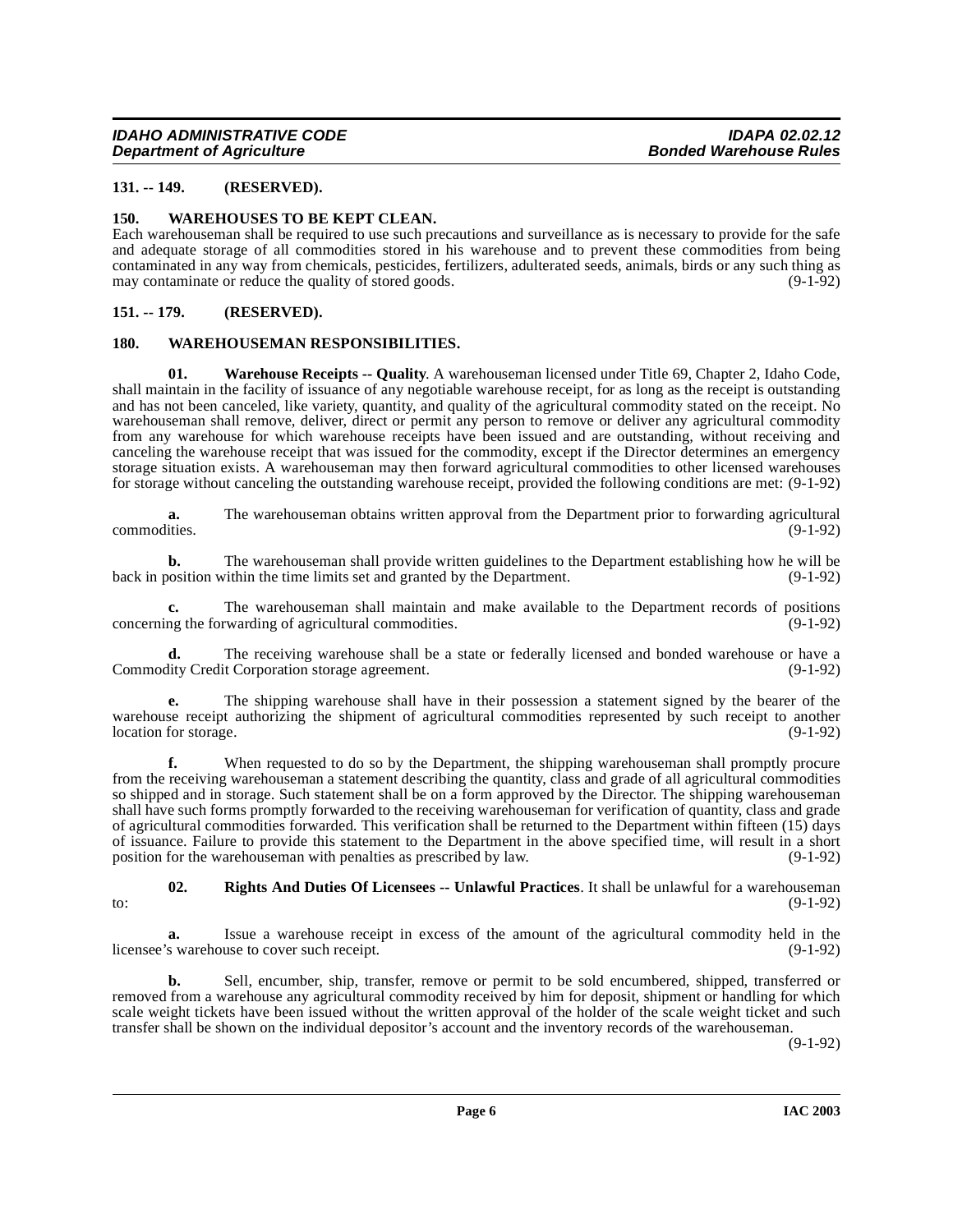### 131. -- 149. (RESERVED).

### 150. WAREHOUSES TO BE KEPT CLEAN.

Each warehouseman shall be required to use such precautions and surveillance as is necessary to provide for the safe and adequate storage of all commodities stored in his warehouse and to prevent these commodities from being contaminated in any way from chemicals, pesticides, fertilizers, adulterated seeds, animals, birds or any such thing as may contaminate or reduce the quality of stored goods. (9-1-92)

### 151. -- 179. (RESERVED).

### 180. WAREHOUSEMAN RESPONSIBILITIES.

**01. Warehouse Receipts -- Quality**. A warehouseman licensed under Title 69, Chapter 2, Idaho Code, shall maintain in the facility of issuance of any negotiable warehouse receipt, for as long as the receipt is outstanding and has not been canceled, like variety, quantity, and quality of the agricultural commodity stated on the receipt. No warehouseman shall remove, deliver, direct or permit any person to remove or deliver any agricultural commodity from any warehouse for which warehouse receipts have been issued and are outstanding, without receiving and canceling the warehouse receipt that was issued for the commodity, except if the Director determines an emergency storage situation exists. A warehouseman may then forward agricultural commodities to other licensed warehouses for storage without canceling the outstanding warehouse receipt, provided the following conditions are met: (9-1-92)

**a.** The warehouseman obtains written approval from the Department prior to forwarding agricultural commodities. (9-1-92)

**b.** The warehouseman shall provide written guidelines to the Department establishing how he will be back in position within the time limits set and granted by the Department. (9-1-92)

**c.** The warehouseman shall maintain and make available to the Department records of positions concerning the forwarding of agricultural commodities. (9-1-92)

**d.** The receiving warehouse shall be a state or federally licensed and bonded warehouse or have a Commodity Credit Corporation storage agreement. (9-1-92)

**e.** The shipping warehouse shall have in their possession a statement signed by the bearer of the warehouse receipt authorizing the shipment of agricultural commodities represented by such receipt to another location for storage. (9-1-92)

**f.** When requested to do so by the Department, the shipping warehouseman shall promptly procure from the receiving warehouseman a statement describing the quantity, class and grade of all agricultural commodities so shipped and in storage. Such statement shall be on a form approved by the Director. The shipping warehouseman shall have such forms promptly forwarded to the receiving warehouseman for verification of quantity, class and grade of agricultural commodities forwarded. This verification shall be returned to the Department within fifteen (15) days of issuance. Failure to provide this statement to the Department in the above specified time, will result in a short position for the warehouseman with penalties as prescribed by law. (9-1-92)

**02. Rights And Duties Of Licensees -- Unlawful Practices**. It shall be unlawful for a warehouseman to: (9-1-92)

**a.** Issue a warehouse receipt in excess of the amount of the agricultural commodity held in the licensee's warehouse to cover such receipt. (9-1-92)

**b.** Sell, encumber, ship, transfer, remove or permit to be sold encumbered, shipped, transferred or removed from a warehouse any agricultural commodity received by him for deposit, shipment or handling for which scale weight tickets have been issued without the written approval of the holder of the scale weight ticket and such transfer shall be shown on the individual depositor's account and the inventory records of the warehouseman. (9-1-92)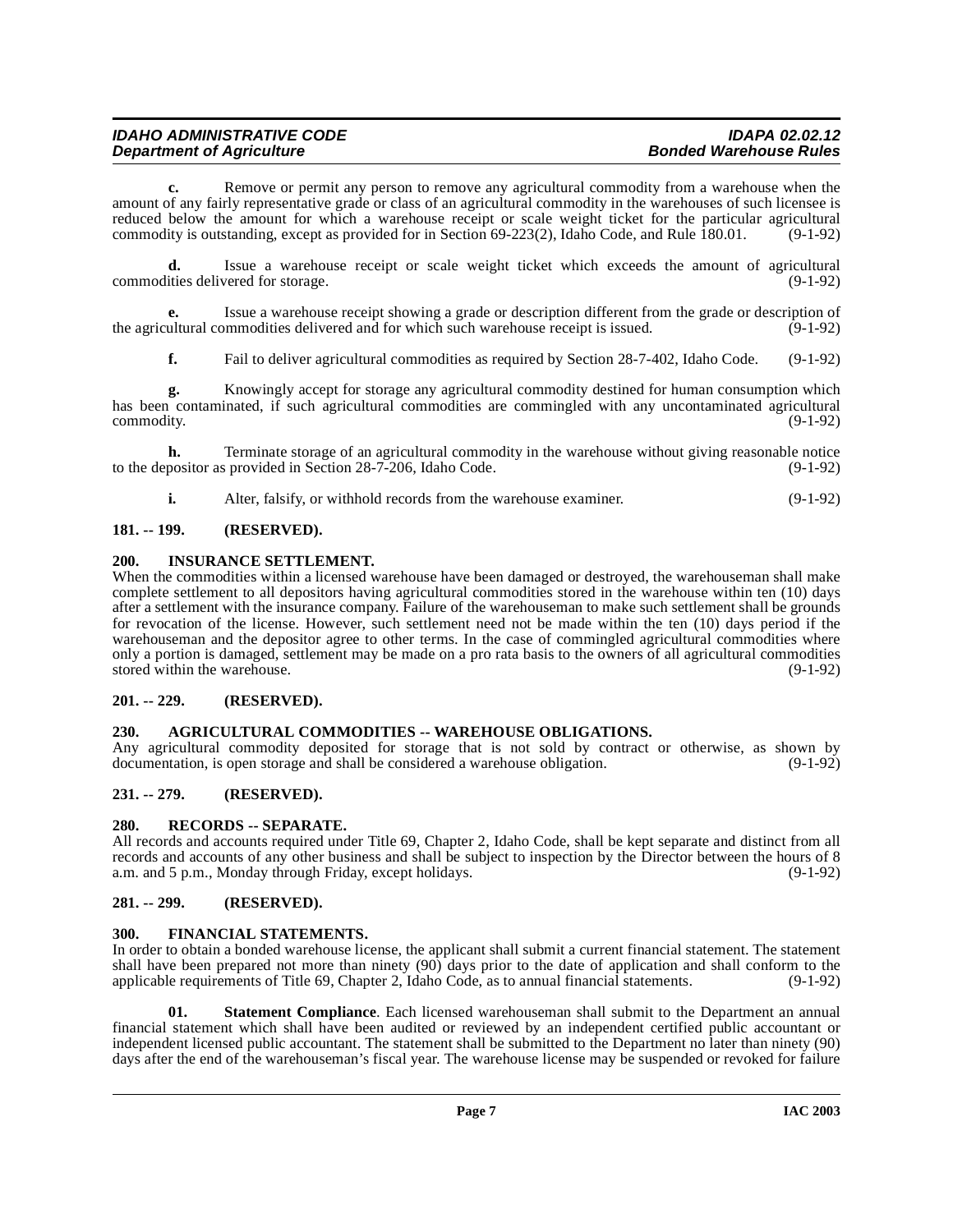**c.** Remove or permit any person to remove any agricultural commodity from a warehouse when the amount of any fairly representative grade or class of an agricultural commodity in the warehouses of such licensee is reduced below the amount for which a warehouse receipt or scale weight ticket for the particular agricultural commodity is outstanding, except as provided for in Section 69-223(2), Idaho Code, and Rule 180.01. (9-1-92)

**d.** Issue a warehouse receipt or scale weight ticket which exceeds the amount of agricultural commodities delivered for storage. (9-1-92)

**e.** Issue a warehouse receipt showing a grade or description different from the grade or description of the agricultural commodities delivered and for which such warehouse receipt is issued. (9-1-92)

**f.** Fail to deliver agricultural commodities as required by Section 28-7-402, Idaho Code. (9-1-92)

**g.** Knowingly accept for storage any agricultural commodity destined for human consumption which has been contaminated, if such agricultural commodities are commingled with any uncontaminated agricultural commodity. (9-1-92)

**h.** Terminate storage of an agricultural commodity in the warehouse without giving reasonable notice to the depositor as provided in Section 28-7-206, Idaho Code. (9-1-92)

**i.** Alter, falsify, or withhold records from the warehouse examiner. (9-1-92)

## 181. -- 199. (RESERVED).

## 200. INSURANCE SETTLEMENT.

When the commodities within a licensed warehouse have been damaged or destroyed, the warehouseman shall make complete settlement to all depositors having agricultural commodities stored in the warehouse within ten (10) days after a settlement with the insurance company. Failure of the warehouseman to make such settlement shall be grounds for revocation of the license. However, such settlement need not be made within the ten (10) days period if the warehouseman and the depositor agree to other terms. In the case of commingled agricultural commodities where only a portion is damaged, settlement may be made on a pro rata basis to the owners of all agricultural commodities stored within the warehouse. (9-1-92)

## 201. -- 229. (RESERVED).

## 230. AGRICULTURAL COMMODITIES -- WAREHOUSE OBLIGATIONS.

Any agricultural commodity deposited for storage that is not sold by contract or otherwise, as shown by documentation, is open storage and shall be considered a warehouse obligation. (9-1-92)

## 231. -- 279. (RESERVED).

## 280. RECORDS -- SEPARATE.

All records and accounts required under Title 69, Chapter 2, Idaho Code, shall be kept separate and distinct from all records and accounts of any other business and shall be subject to inspection by the Director between the hours of 8 a.m. and 5 p.m., Monday through Friday, except holidays. (9-1-92)

## 281. -- 299. (RESERVED).

## 300. FINANCIAL STATEMENTS.

In order to obtain a bonded warehouse license, the applicant shall submit a current financial statement. The statement shall have been prepared not more than ninety (90) days prior to the date of application and shall conform to the applicable requirements of Title 69, Chapter 2, Idaho Code, as to annual financial statements. (9-1-92)

**01. Statement Compliance**. Each licensed warehouseman shall submit to the Department an annual financial statement which shall have been audited or reviewed by an independent certified public accountant or independent licensed public accountant. The statement shall be submitted to the Department no later than ninety (90) days after the end of the warehouseman's fiscal year. The warehouse license may be suspended or revoked for failure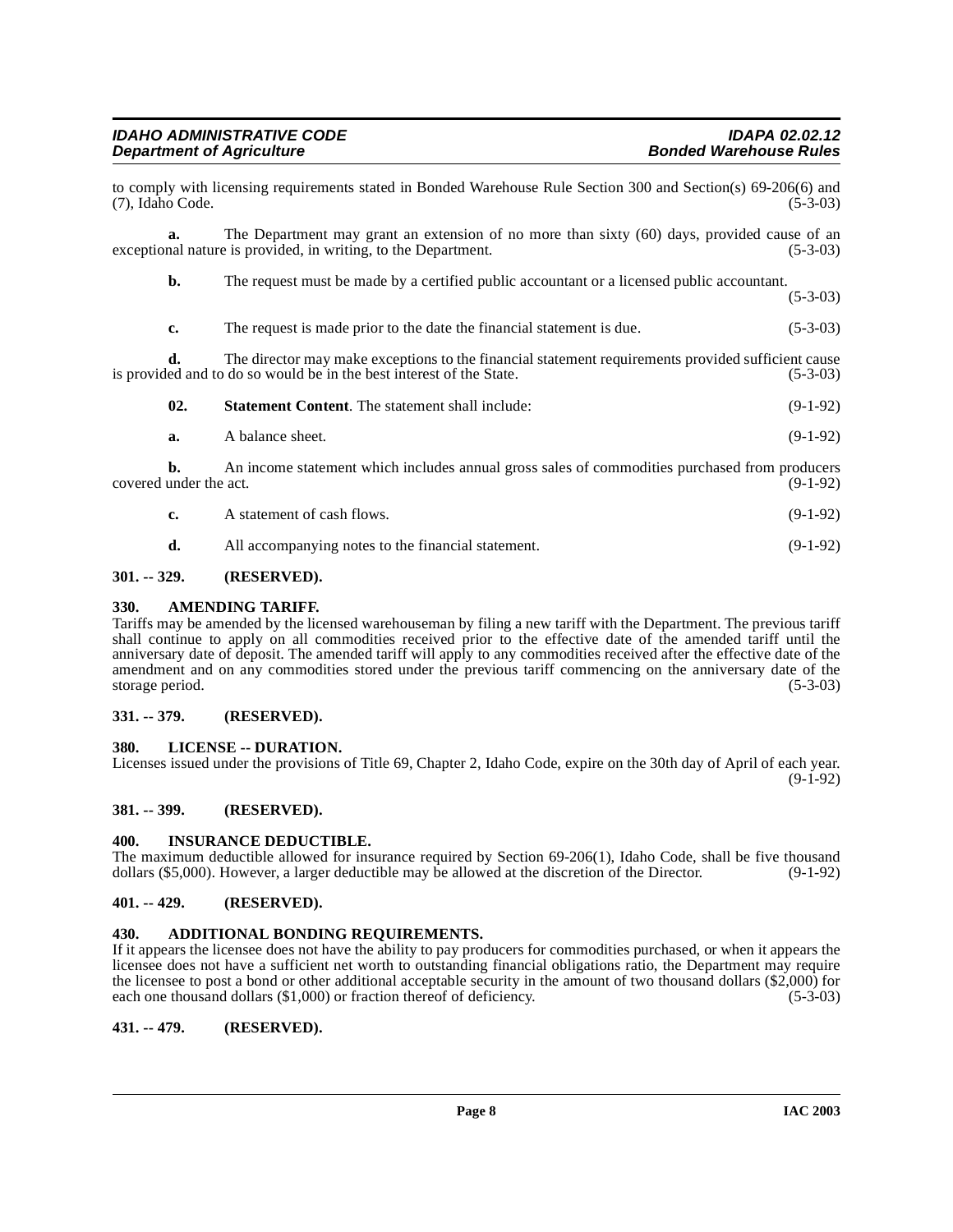to comply with licensing requirements stated in Bonded Warehouse Rule Section 300 and Section(s) 69-206(6) and (7), Idaho Code. (5-3-03)

**a.** The Department may grant an extension of no more than sixty (60) days, provided cause of an exceptional nature is provided, in writing, to the Department. (5-3-03)

**b.** The request must be made by a certified public accountant or a licensed public accountant. (5-3-03)

**c.** The request is made prior to the date the financial statement is due. (5-3-03)

**d.** The director may make exceptions to the financial statement requirements provided sufficient cause is provided and to do so would be in the best interest of the State. (5-3-03)

**02. Statement Content**. The statement shall include: (9-1-92)

**a.** A balance sheet. (9-1-92)

**b.** An income statement which includes annual gross sales of commodities purchased from producers covered under the act. (9-1-92)

**c.** A statement of cash flows. (9-1-92)

**d.** All accompanying notes to the financial statement. (9-1-92)

### 301. -- 329. (RESERVED).

### 330. AMENDING TARIFF.

Tariffs may be amended by the licensed warehouseman by filing a new tariff with the Department. The previous tariff shall continue to apply on all commodities received prior to the effective date of the amended tariff until the anniversary date of deposit. The amended tariff will apply to any commodities received after the effective date of the amendment and on any commodities stored under the previous tariff commencing on the anniversary date of the storage period. (5-3-03)

### 331. -- 379. (RESERVED).

### 380. LICENSE -- DURATION.

Licenses issued under the provisions of Title 69, Chapter 2, Idaho Code, expire on the 30th day of April of each year. (9-1-92)

### 381. -- 399. (RESERVED).

### 400. INSURANCE DEDUCTIBLE.

The maximum deductible allowed for insurance required by Section 69-206(1), Idaho Code, shall be five thousand dollars ($5,000). However, a larger deductible may be allowed at the discretion of the Director. (9-1-92)

### 401. -- 429. (RESERVED).

### 430. ADDITIONAL BONDING REQUIREMENTS.

If it appears the licensee does not have the ability to pay producers for commodities purchased, or when it appears the licensee does not have a sufficient net worth to outstanding financial obligations ratio, the Department may require the licensee to post a bond or other additional acceptable security in the amount of two thousand dollars ($2,000) for each one thousand dollars ($1,000) or fraction thereof of deficiency. (5-3-03)

### 431. -- 479. (RESERVED).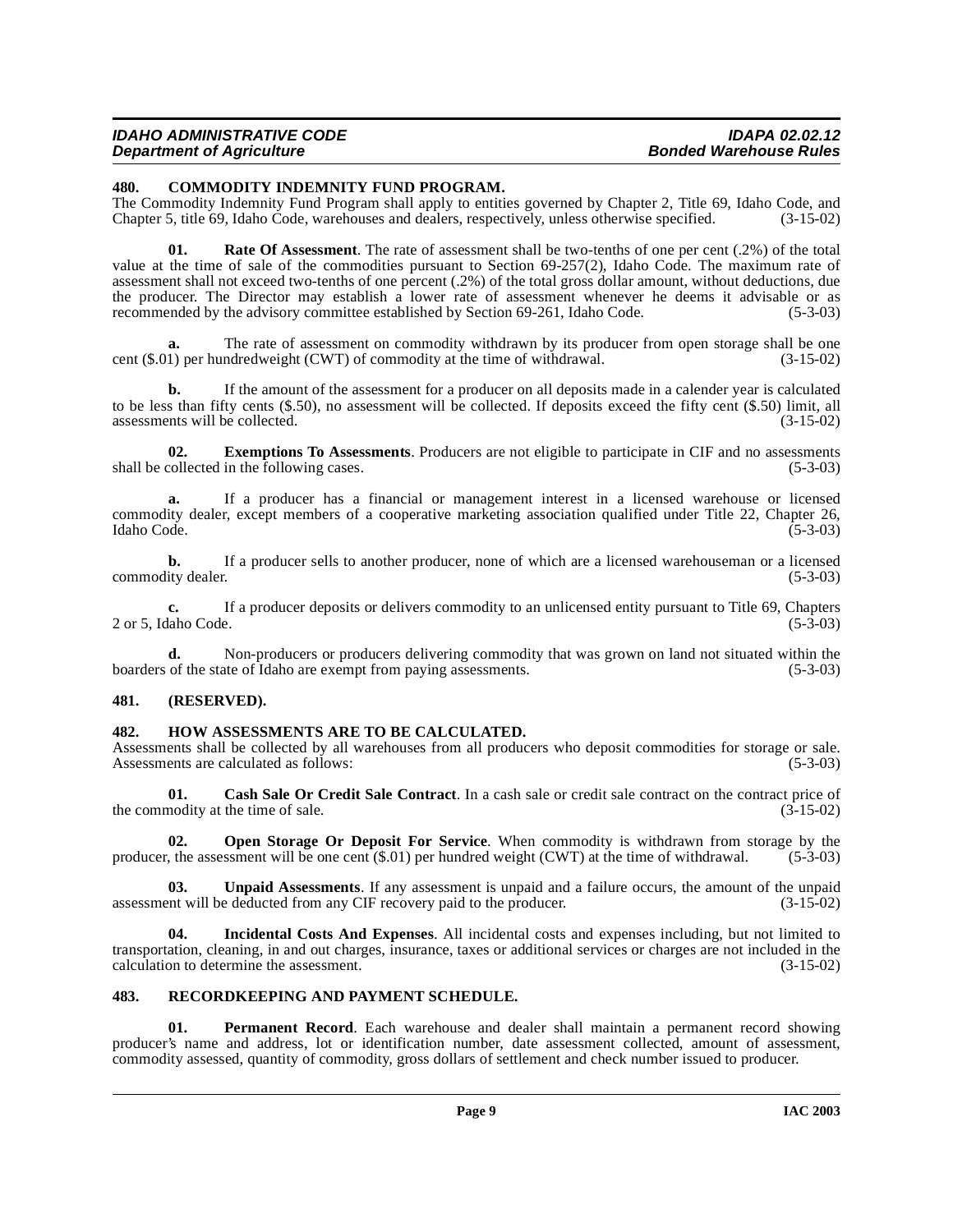## 480. COMMODITY INDEMNITY FUND PROGRAM.

The Commodity Indemnity Fund Program shall apply to entities governed by Chapter 2, Title 69, Idaho Code, and Chapter 5, title 69, Idaho Code, warehouses and dealers, respectively, unless otherwise specified. (3-15-02)

**01. Rate Of Assessment**. The rate of assessment shall be two-tenths of one per cent (.2%) of the total value at the time of sale of the commodities pursuant to Section 69-257(2), Idaho Code. The maximum rate of assessment shall not exceed two-tenths of one percent (.2%) of the total gross dollar amount, without deductions, due the producer. The Director may establish a lower rate of assessment whenever he deems it advisable or as recommended by the advisory committee established by Section 69-261, Idaho Code. (5-3-03)

**a.** The rate of assessment on commodity withdrawn by its producer from open storage shall be one cent ($.01) per hundredweight (CWT) of commodity at the time of withdrawal. (3-15-02)

**b.** If the amount of the assessment for a producer on all deposits made in a calender year is calculated to be less than fifty cents ($.50), no assessment will be collected. If deposits exceed the fifty cent ($.50) limit, all assessments will be collected. (3-15-02)

**02. Exemptions To Assessments**. Producers are not eligible to participate in CIF and no assessments shall be collected in the following cases. (5-3-03)

**a.** If a producer has a financial or management interest in a licensed warehouse or licensed commodity dealer, except members of a cooperative marketing association qualified under Title 22, Chapter 26, Idaho Code. (5-3-03)

**b.** If a producer sells to another producer, none of which are a licensed warehouseman or a licensed commodity dealer. (5-3-03)

**c.** If a producer deposits or delivers commodity to an unlicensed entity pursuant to Title 69, Chapters 2 or 5, Idaho Code. (5-3-03)

**d.** Non-producers or producers delivering commodity that was grown on land not situated within the boarders of the state of Idaho are exempt from paying assessments. (5-3-03)

## 481. (RESERVED).

## 482. HOW ASSESSMENTS ARE TO BE CALCULATED.

Assessments shall be collected by all warehouses from all producers who deposit commodities for storage or sale. Assessments are calculated as follows: (5-3-03)

**01. Cash Sale Or Credit Sale Contract**. In a cash sale or credit sale contract on the contract price of the commodity at the time of sale. (3-15-02)

**02. Open Storage Or Deposit For Service**. When commodity is withdrawn from storage by the producer, the assessment will be one cent ($.01) per hundred weight (CWT) at the time of withdrawal. (5-3-03)

**03. Unpaid Assessments**. If any assessment is unpaid and a failure occurs, the amount of the unpaid assessment will be deducted from any CIF recovery paid to the producer. (3-15-02)

**04. Incidental Costs And Expenses**. All incidental costs and expenses including, but not limited to transportation, cleaning, in and out charges, insurance, taxes or additional services or charges are not included in the calculation to determine the assessment. (3-15-02)

## 483. RECORDKEEPING AND PAYMENT SCHEDULE.

**01. Permanent Record**. Each warehouse and dealer shall maintain a permanent record showing producer's name and address, lot or identification number, date assessment collected, amount of assessment, commodity assessed, quantity of commodity, gross dollars of settlement and check number issued to producer.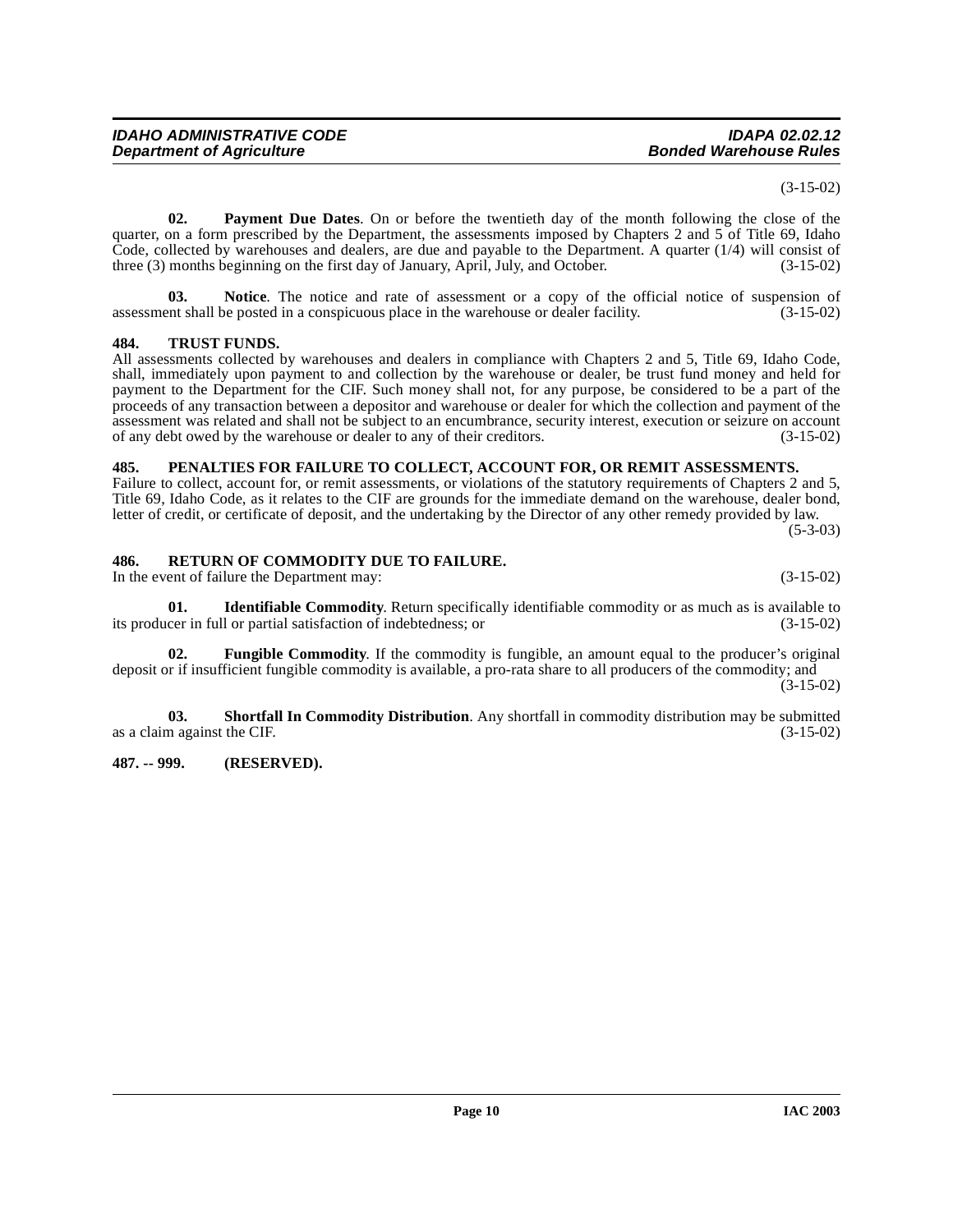(3-15-02)

**02. Payment Due Dates**. On or before the twentieth day of the month following the close of the quarter, on a form prescribed by the Department, the assessments imposed by Chapters 2 and 5 of Title 69, Idaho Code, collected by warehouses and dealers, are due and payable to the Department. A quarter (1/4) will consist of three (3) months beginning on the first day of January, April, July, and October. (3-15-02)

**03. Notice**. The notice and rate of assessment or a copy of the official notice of suspension of assessment shall be posted in a conspicuous place in the warehouse or dealer facility. (3-15-02)

### 484. TRUST FUNDS.

All assessments collected by warehouses and dealers in compliance with Chapters 2 and 5, Title 69, Idaho Code, shall, immediately upon payment to and collection by the warehouse or dealer, be trust fund money and held for payment to the Department for the CIF. Such money shall not, for any purpose, be considered to be a part of the proceeds of any transaction between a depositor and warehouse or dealer for which the collection and payment of the assessment was related and shall not be subject to an encumbrance, security interest, execution or seizure on account of any debt owed by the warehouse or dealer to any of their creditors. (3-15-02)

### 485. PENALTIES FOR FAILURE TO COLLECT, ACCOUNT FOR, OR REMIT ASSESSMENTS.

Failure to collect, account for, or remit assessments, or violations of the statutory requirements of Chapters 2 and 5, Title 69, Idaho Code, as it relates to the CIF are grounds for the immediate demand on the warehouse, dealer bond, letter of credit, or certificate of deposit, and the undertaking by the Director of any other remedy provided by law. (5-3-03)

### 486. RETURN OF COMMODITY DUE TO FAILURE.

In the event of failure the Department may: (3-15-02)

**01. Identifiable Commodity**. Return specifically identifiable commodity or as much as is available to its producer in full or partial satisfaction of indebtedness; or (3-15-02)

**02. Fungible Commodity**. If the commodity is fungible, an amount equal to the producer's original deposit or if insufficient fungible commodity is available, a pro-rata share to all producers of the commodity; and (3-15-02)

**03. Shortfall In Commodity Distribution**. Any shortfall in commodity distribution may be submitted as a claim against the CIF. (3-15-02)

### 487. -- 999. (RESERVED).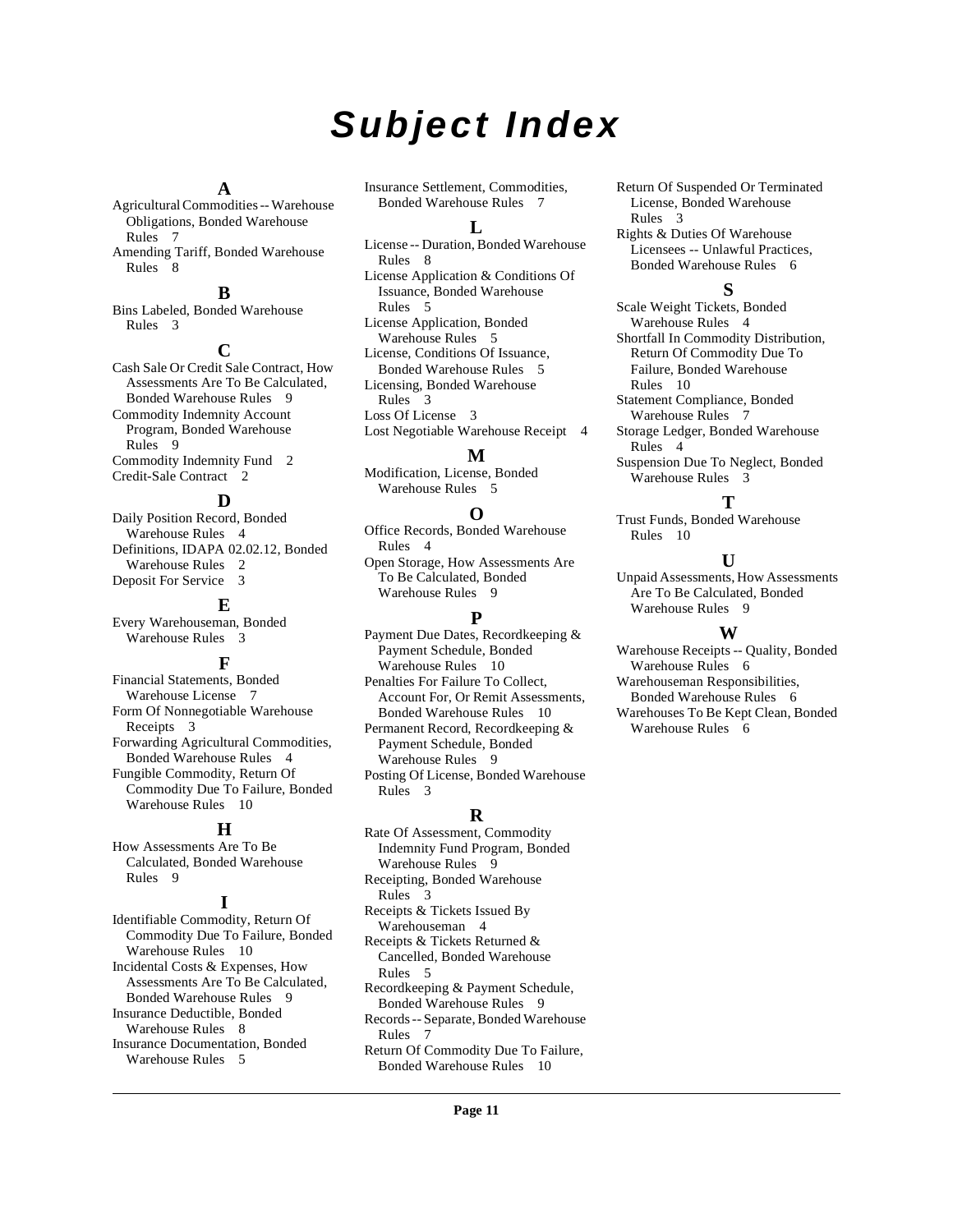# Subject Index

## A

Agricultural Commodities -- Warehouse Obligations, Bonded Warehouse Rules 7

Amending Tariff, Bonded Warehouse Rules 8

## B

Bins Labeled, Bonded Warehouse Rules 3

## C

Cash Sale Or Credit Sale Contract, How Assessments Are To Be Calculated, Bonded Warehouse Rules 9

Commodity Indemnity Account Program, Bonded Warehouse Rules 9

Commodity Indemnity Fund 2

Credit-Sale Contract 2

## D

Daily Position Record, Bonded Warehouse Rules 4

Definitions, IDAPA 02.02.12, Bonded Warehouse Rules 2

Deposit For Service 3

## E

Every Warehouseman, Bonded Warehouse Rules 3

## F

Financial Statements, Bonded Warehouse License 7

Form Of Nonnegotiable Warehouse Receipts 3

Forwarding Agricultural Commodities, Bonded Warehouse Rules 4

Fungible Commodity, Return Of Commodity Due To Failure, Bonded Warehouse Rules 10

## H

How Assessments Are To Be Calculated, Bonded Warehouse Rules 9

## I

Identifiable Commodity, Return Of Commodity Due To Failure, Bonded Warehouse Rules 10

Incidental Costs & Expenses, How Assessments Are To Be Calculated, Bonded Warehouse Rules 9

Insurance Deductible, Bonded Warehouse Rules 8

Insurance Documentation, Bonded Warehouse Rules 5

Insurance Settlement, Commodities, Bonded Warehouse Rules 7

## L

License -- Duration, Bonded Warehouse Rules 8

License Application & Conditions Of Issuance, Bonded Warehouse Rules 5

License Application, Bonded Warehouse Rules 5

License, Conditions Of Issuance, Bonded Warehouse Rules 5

Licensing, Bonded Warehouse Rules 3

Loss Of License 3

Lost Negotiable Warehouse Receipt 4

## M

Modification, License, Bonded Warehouse Rules 5

## O

Office Records, Bonded Warehouse Rules 4

Open Storage, How Assessments Are To Be Calculated, Bonded Warehouse Rules 9

## P

Payment Due Dates, Recordkeeping & Payment Schedule, Bonded Warehouse Rules 10

Penalties For Failure To Collect, Account For, Or Remit Assessments, Bonded Warehouse Rules 10

Permanent Record, Recordkeeping & Payment Schedule, Bonded Warehouse Rules 9

Posting Of License, Bonded Warehouse Rules 3

## R

Rate Of Assessment, Commodity Indemnity Fund Program, Bonded Warehouse Rules 9

Receipting, Bonded Warehouse Rules 3

Receipts & Tickets Issued By Warehouseman 4

Receipts & Tickets Returned & Cancelled, Bonded Warehouse Rules 5

Recordkeeping & Payment Schedule, Bonded Warehouse Rules 9

Records -- Separate, Bonded Warehouse Rules 7

Return Of Commodity Due To Failure, Bonded Warehouse Rules 10

Return Of Suspended Or Terminated License, Bonded Warehouse Rules 3

Rights & Duties Of Warehouse Licensees -- Unlawful Practices, Bonded Warehouse Rules 6

## S

Scale Weight Tickets, Bonded Warehouse Rules 4

Shortfall In Commodity Distribution, Return Of Commodity Due To Failure, Bonded Warehouse Rules 10

Statement Compliance, Bonded Warehouse Rules 7

Storage Ledger, Bonded Warehouse Rules 4

Suspension Due To Neglect, Bonded Warehouse Rules 3

## T

Trust Funds, Bonded Warehouse Rules 10

## U

Unpaid Assessments, How Assessments Are To Be Calculated, Bonded Warehouse Rules 9

## W

Warehouse Receipts -- Quality, Bonded Warehouse Rules 6

Warehouseman Responsibilities, Bonded Warehouse Rules 6

Warehouses To Be Kept Clean, Bonded Warehouse Rules 6